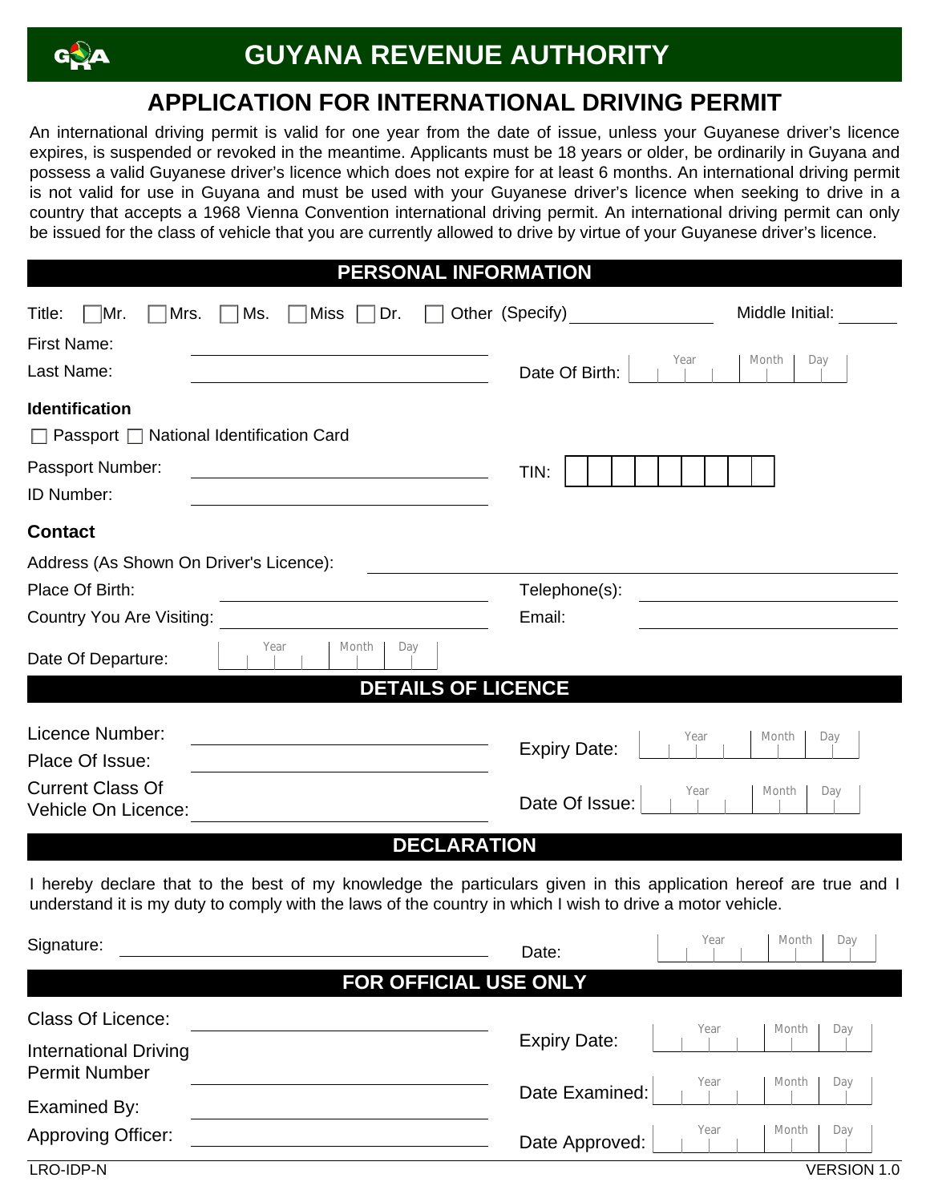# GUYANA REVENUE AUTHORITY

## APPLICATION FOR INTERNATIONAL DRIVING PERMIT

An international driving permit is valid for one year from the date of issue, unless your Guyanese driver's licence expires, is suspended or revoked in the meantime. Applicants must be 18 years or older, be ordinarily in Guyana and possess a valid Guyanese driver's licence which does not expire for at least 6 months. An international driving permit is not valid for use in Guyana and must be used with your Guyanese driver's licence when seeking to drive in a country that accepts a 1968 Vienna Convention international driving permit. An international driving permit can only be issued for the class of vehicle that you are currently allowed to drive by virtue of your Guyanese driver's licence.

### PERSONAL INFORMATION

Title: ☐ Mr. ☐ Mrs. ☐ Ms. ☐ Miss ☐ Dr. ☐ Other (Specify) ________ Middle Initial: ____

First Name: ____________________

Last Name: ____________________ Date Of Birth: Year | Month | Day

**Identification**

☐ Passport ☐ National Identification Card

Passport Number: ____________________ TIN: ☐☐☐☐☐☐☐☐☐

ID Number: ____________________

**Contact**

Address (As Shown On Driver's Licence): ____________________

Place Of Birth: ____________________ Telephone(s): ____________________

Country You Are Visiting: ____________________ Email: ____________________

Date Of Departure: Year | Month | Day

### DETAILS OF LICENCE

Licence Number: ____________________ Expiry Date: Year | Month | Day

Place Of Issue: ____________________

Current Class Of Vehicle On Licence: ____________________ Date Of Issue: Year | Month | Day

### DECLARATION

I hereby declare that to the best of my knowledge the particulars given in this application hereof are true and I understand it is my duty to comply with the laws of the country in which I wish to drive a motor vehicle.

Signature: ____________________ Date: Year | Month | Day

### FOR OFFICIAL USE ONLY

Class Of Licence: ____________________ Expiry Date: Year | Month | Day

International Driving Permit Number ____________________ Date Examined: Year | Month | Day

Examined By: ____________________

Approving Officer: ____________________ Date Approved: Year | Month | Day

LRO-IDP-N VERSION 1.0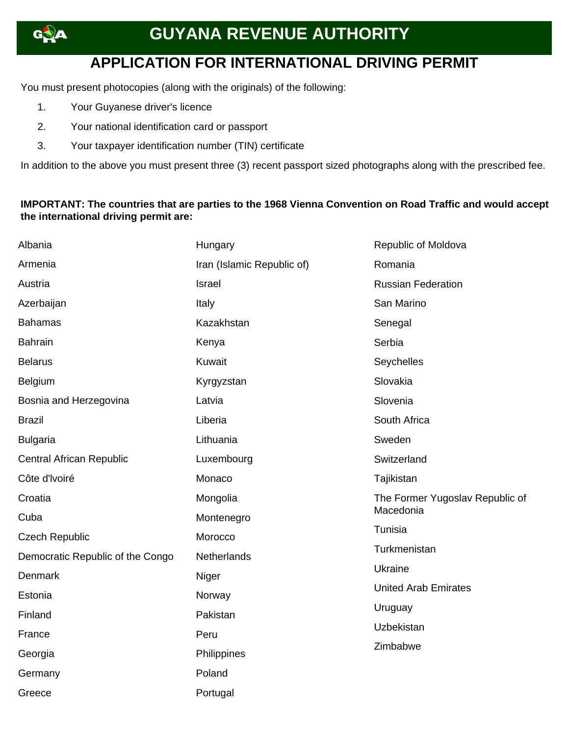# GUYANA REVENUE AUTHORITY

## APPLICATION FOR INTERNATIONAL DRIVING PERMIT

You must present photocopies (along with the originals) of the following:

1. Your Guyanese driver's licence
2. Your national identification card or passport
3. Your taxpayer identification number (TIN) certificate

In addition to the above you must present three (3) recent passport sized photographs along with the prescribed fee.

**IMPORTANT: The countries that are parties to the 1968 Vienna Convention on Road Traffic and would accept the international driving permit are:**

Albania
Armenia
Austria
Azerbaijan
Bahamas
Bahrain
Belarus
Belgium
Bosnia and Herzegovina
Brazil
Bulgaria
Central African Republic
Côte d'Ivoiré
Croatia
Cuba
Czech Republic
Democratic Republic of the Congo
Denmark
Estonia
Finland
France
Georgia
Germany
Greece
Hungary
Iran (Islamic Republic of)
Israel
Italy
Kazakhstan
Kenya
Kuwait
Kyrgyzstan
Latvia
Liberia
Lithuania
Luxembourg
Monaco
Mongolia
Montenegro
Morocco
Netherlands
Niger
Norway
Pakistan
Peru
Philippines
Poland
Portugal
Republic of Moldova
Romania
Russian Federation
San Marino
Senegal
Serbia
Seychelles
Slovakia
Slovenia
South Africa
Sweden
Switzerland
Tajikistan
The Former Yugoslav Republic of Macedonia
Tunisia
Turkmenistan
Ukraine
United Arab Emirates
Uruguay
Uzbekistan
Zimbabwe